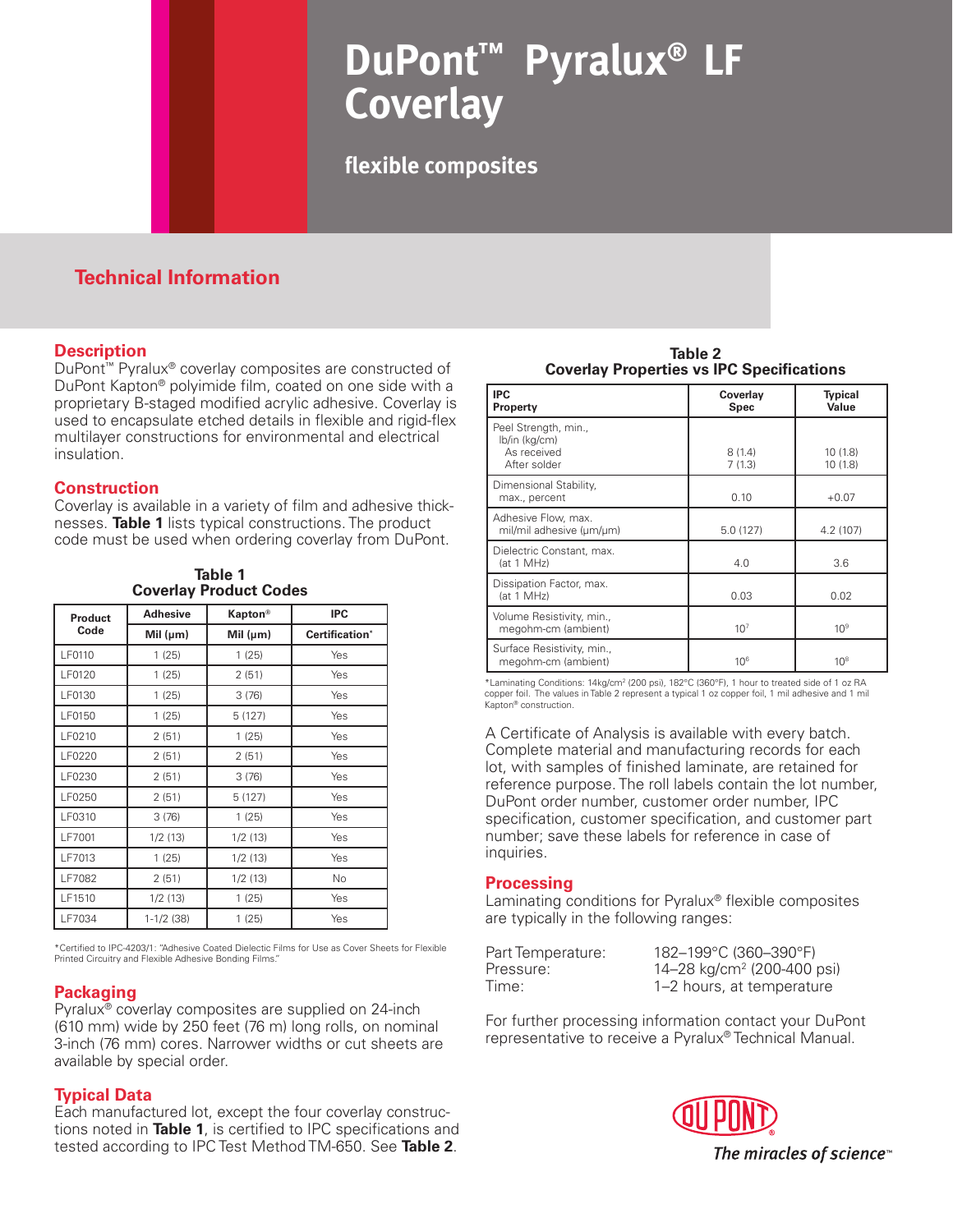# DuPont™ Pyralux® LF Coverlay

**flexible composites**

## Technical Information

### Description

DuPont™ Pyralux® coverlay composites are constructed of DuPont Kapton® polyimide film, coated on one side with a proprietary B-staged modified acrylic adhesive. Coverlay is used to encapsulate etched details in flexible and rigid-flex multilayer constructions for environmental and electrical insulation.

### Construction

Coverlay is available in a variety of film and adhesive thicknesses. **Table 1** lists typical constructions. The product code must be used when ordering coverlay from DuPont.

**Table 1**
**Coverlay Product Codes**

| Product Code | Adhesive | Kapton® | IPC |
|---|---|---|---|
| | Mil (µm) | Mil (µm) | Certification* |
| LF0110 | 1 (25) | 1 (25) | Yes |
| LF0120 | 1 (25) | 2 (51) | Yes |
| LF0130 | 1 (25) | 3 (76) | Yes |
| LF0150 | 1 (25) | 5 (127) | Yes |
| LF0210 | 2 (51) | 1 (25) | Yes |
| LF0220 | 2 (51) | 2 (51) | Yes |
| LF0230 | 2 (51) | 3 (76) | Yes |
| LF0250 | 2 (51) | 5 (127) | Yes |
| LF0310 | 3 (76) | 1 (25) | Yes |
| LF7001 | 1/2 (13) | 1/2 (13) | Yes |
| LF7013 | 1 (25) | 1/2 (13) | Yes |
| LF7082 | 2 (51) | 1/2 (13) | No |
| LF1510 | 1/2 (13) | 1 (25) | Yes |
| LF7034 | 1-1/2 (38) | 1 (25) | Yes |

*Certified to IPC-4203/1: "Adhesive Coated Dielectic Films for Use as Cover Sheets for Flexible Printed Circuitry and Flexible Adhesive Bonding Films."

### Packaging

Pyralux® coverlay composites are supplied on 24-inch (610 mm) wide by 250 feet (76 m) long rolls, on nominal 3-inch (76 mm) cores. Narrower widths or cut sheets are available by special order.

### Typical Data

Each manufactured lot, except the four coverlay constructions noted in **Table 1**, is certified to IPC specifications and tested according to IPC Test Method TM-650. See **Table 2**.

**Table 2**
**Coverlay Properties vs IPC Specifications**

| IPC Property | Coverlay Spec | Typical Value |
|---|---|---|
| Peel Strength, min., lb/in (kg/cm) As received | 8 (1.4) | 10 (1.8) |
| After solder | 7 (1.3) | 10 (1.8) |
| Dimensional Stability, max., percent | 0.10 | +0.07 |
| Adhesive Flow, max. mil/mil adhesive (µm/µm) | 5.0 (127) | 4.2 (107) |
| Dielectric Constant, max. (at 1 MHz) | 4.0 | 3.6 |
| Dissipation Factor, max. (at 1 MHz) | 0.03 | 0.02 |
| Volume Resistivity, min., megohm-cm (ambient) | $10^7$ | $10^9$ |
| Surface Resistivity, min., megohm-cm (ambient) | $10^6$ | $10^8$ |

*Laminating Conditions: 14kg/cm² (200 psi), 182°C (360°F), 1 hour to treated side of 1 oz RA copper foil. The values in Table 2 represent a typical 1 oz copper foil, 1 mil adhesive and 1 mil Kapton® construction.

A Certificate of Analysis is available with every batch. Complete material and manufacturing records for each lot, with samples of finished laminate, are retained for reference purpose. The roll labels contain the lot number, DuPont order number, customer order number, IPC specification, customer specification, and customer part number; save these labels for reference in case of inquiries.

### Processing

Laminating conditions for Pyralux® flexible composites are typically in the following ranges:

Part Temperature: 182–199°C (360–390°F)
Pressure: 14–28 kg/cm² (200-400 psi)
Time: 1–2 hours, at temperature

For further processing information contact your DuPont representative to receive a Pyralux® Technical Manual.

DuPont
*The miracles of science™*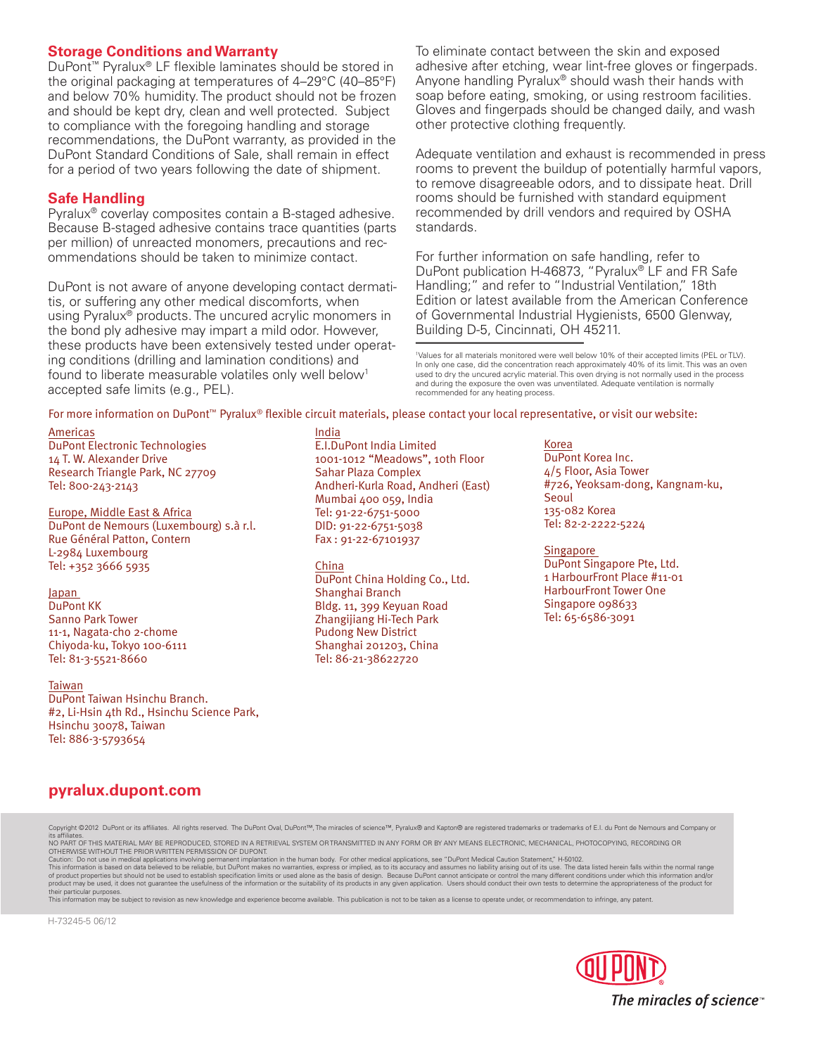## Storage Conditions and Warranty

DuPont™ Pyralux® LF flexible laminates should be stored in the original packaging at temperatures of 4–29°C (40–85°F) and below 70% humidity. The product should not be frozen and should be kept dry, clean and well protected. Subject to compliance with the foregoing handling and storage recommendations, the DuPont warranty, as provided in the DuPont Standard Conditions of Sale, shall remain in effect for a period of two years following the date of shipment.

## Safe Handling

Pyralux® coverlay composites contain a B-staged adhesive. Because B-staged adhesive contains trace quantities (parts per million) of unreacted monomers, precautions and recommendations should be taken to minimize contact.

DuPont is not aware of anyone developing contact dermatitis, or suffering any other medical discomforts, when using Pyralux® products. The uncured acrylic monomers in the bond ply adhesive may impart a mild odor. However, these products have been extensively tested under operating conditions (drilling and lamination conditions) and found to liberate measurable volatiles only well below[1] accepted safe limits (e.g., PEL).

To eliminate contact between the skin and exposed adhesive after etching, wear lint-free gloves or fingerpads. Anyone handling Pyralux® should wash their hands with soap before eating, smoking, or using restroom facilities. Gloves and fingerpads should be changed daily, and wash other protective clothing frequently.

Adequate ventilation and exhaust is recommended in press rooms to prevent the buildup of potentially harmful vapors, to remove disagreeable odors, and to dissipate heat. Drill rooms should be furnished with standard equipment recommended by drill vendors and required by OSHA standards.

For further information on safe handling, refer to DuPont publication H-46873, "Pyralux® LF and FR Safe Handling;" and refer to "Industrial Ventilation," 18th Edition or latest available from the American Conference of Governmental Industrial Hygienists, 6500 Glenway, Building D-5, Cincinnati, OH 45211.

[1]Values for all materials monitored were well below 10% of their accepted limits (PEL or TLV). In only one case, did the concentration reach approximately 40% of its limit. This was an oven used to dry the uncured acrylic material. This oven drying is not normally used in the process and during the exposure the oven was unventilated. Adequate ventilation is normally recommended for any heating process.

For more information on DuPont™ Pyralux® flexible circuit materials, please contact your local representative, or visit our website:

**Americas**
DuPont Electronic Technologies
14 T. W. Alexander Drive
Research Triangle Park, NC 27709
Tel: 800-243-2143

**Europe, Middle East & Africa**
DuPont de Nemours (Luxembourg) s.à r.l.
Rue Général Patton, Contern
L-2984 Luxembourg
Tel: +352 3666 5935

**Japan**
DuPont KK
Sanno Park Tower
11-1, Nagata-cho 2-chome
Chiyoda-ku, Tokyo 100-6111
Tel: 81-3-5521-8660

**Taiwan**
DuPont Taiwan Hsinchu Branch.
#2, Li-Hsin 4th Rd., Hsinchu Science Park,
Hsinchu 30078, Taiwan
Tel: 886-3-5793654

**India**
E.I.DuPont India Limited
1001-1012 "Meadows", 10th Floor
Sahar Plaza Complex
Andheri-Kurla Road, Andheri (East)
Mumbai 400 059, India
Tel: 91-22-6751-5000
DID: 91-22-6751-5038
Fax : 91-22-67101937

**China**
DuPont China Holding Co., Ltd.
Shanghai Branch
Bldg. 11, 399 Keyuan Road
Zhangijiang Hi-Tech Park
Pudong New District
Shanghai 201203, China
Tel: 86-21-38622720

**Korea**
DuPont Korea Inc.
4/5 Floor, Asia Tower
#726, Yeoksam-dong, Kangnam-ku,
Seoul
135-082 Korea
Tel: 82-2-2222-5224

**Singapore**
DuPont Singapore Pte, Ltd.
1 HarbourFront Place #11-01
HarbourFront Tower One
Singapore 098633
Tel: 65-6586-3091

**pyralux.dupont.com**

Copyright ©2012 DuPont or its affiliates. All rights reserved. The DuPont Oval, DuPont™, The miracles of science™, Pyralux® and Kapton® are registered trademarks or trademarks of E.I. du Pont de Nemours and Company or its affiliates.
NO PART OF THIS MATERIAL MAY BE REPRODUCED, STORED IN A RETRIEVAL SYSTEM OR TRANSMITTED IN ANY FORM OR BY ANY MEANS ELECTRONIC, MECHANICAL, PHOTOCOPYING, RECORDING OR OTHERWISE WITHOUT THE PRIOR WRITTEN PERMISSION OF DUPONT.
Caution: Do not use in medical applications involving permanent implantation in the human body. For other medical applications, see "DuPont Medical Caution Statement," H-50102.
This information is based on data believed to be reliable, but DuPont makes no warranties, express or implied, as to its accuracy and assumes no liability arising out of its use. The data listed herein falls within the normal range of product properties but should not be used to establish specification limits or used alone as the basis of design. Because DuPont cannot anticipate or control the many different conditions under which this information and/or product may be used, it does not guarantee the usefulness of the information or the suitability of its products in any given application. Users should conduct their own tests to determine the appropriateness of the product for their particular purposes.
This information may be subject to revision as new knowledge and experience become available. This publication is not to be taken as a license to operate under, or recommendation to infringe, any patent.

H-73245-5 06/12

DuPont
The miracles of science™